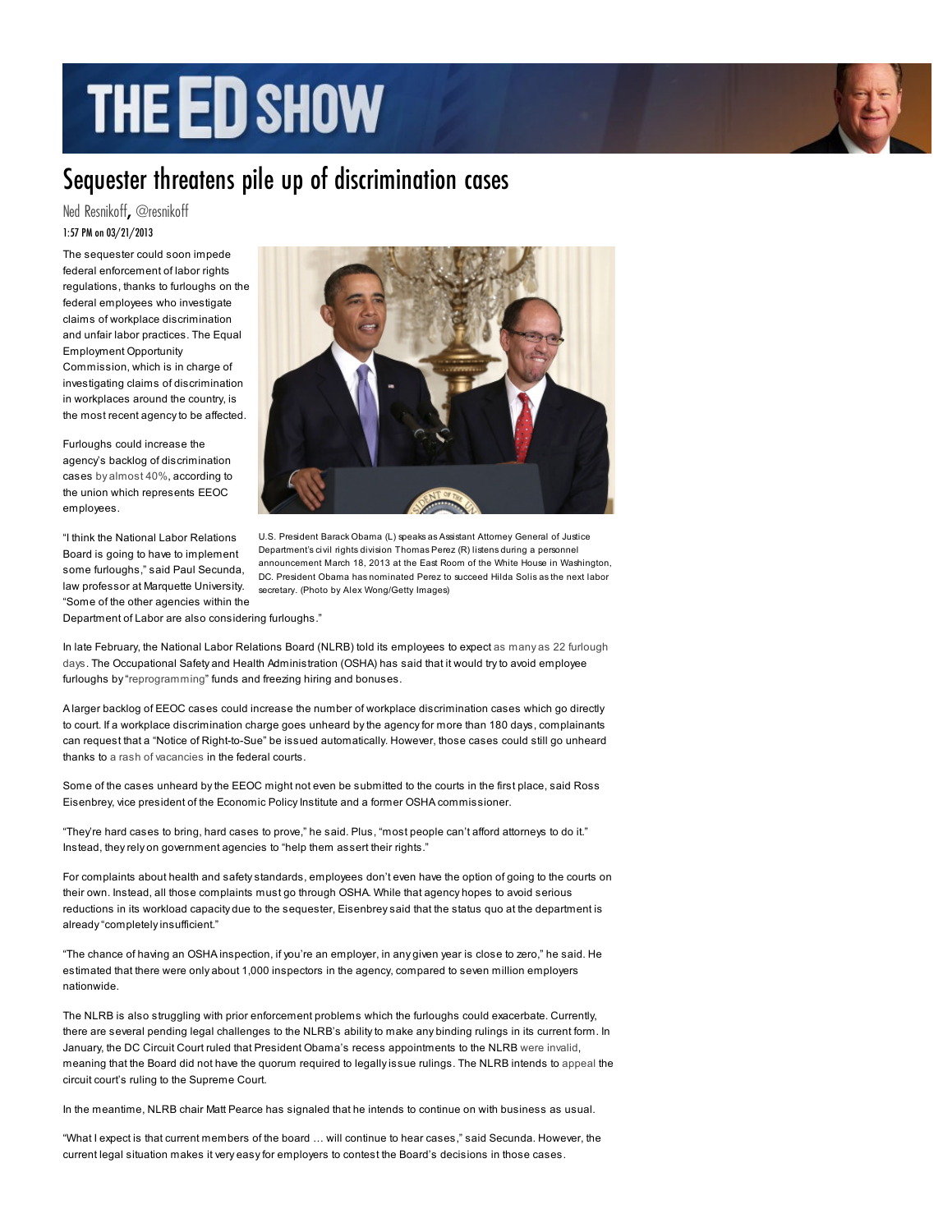# THE ED SHOW

## Sequester threatens pile up of discrimination cases

Ned [Resnikoff](http://tv.msnbc.com/author/resnikoff/), [@resnikoff](http://twitter.com/resnikoff) 1:57 PM on 03/21/2013

The sequester could soon impede federal enforcement of labor rights regulations, thanks to furloughs on the federal employees who investigate claims of workplace discrimination and unfair labor practices. The Equal Employment Opportunity Commission, which is in charge of investigating claims of discrimination in workplaces around the country, is the most recent agency to be affected.

Furloughs could increase the agency's backlog of discrimination cases by [almost](http://www.washingtonpost.com/blogs/federal-eye/wp/2013/03/21/equal-employment-opportunity-commission-faces-furloughs-if-sequester-continues/?wprss=rss_politics) 40%, according to the union which represents EEOC employees.

"I think the National Labor Relations Board is going to have to implement some furloughs," said Paul Secunda, law professor at Marquette University. "Some of the other agencies within the



U.S. President Barack Obama (L) speaks as Assistant Attomey General of Justice Department's civil rights division Thomas Perez (R) listens during a personnel announcement March 18, 2013 at the East Room of the White House in Washington, DC. President Obama has nominated Perez to succeed Hilda Solis as the next labor secretary. (Photo by Alex Wong/Getty Images)

Department of Labor are also considering furloughs."

In late February, the National Labor Relations Board (NLRB) told its employees to expect as many as 22 furlough days. The Occupational Safety and Health [Administration](http://www.washingtonpost.com/blogs/federal-eye/wp/2013/03/01/two-agencies-send-early-bird-furlough-notices/) (OSHA) has said that it would try to avoid employee furloughs by "[reprogramming"](http://www.govexec.com/pay-benefits/2013/02/osha-will-not-furlough-employees/61567/) funds and freezing hiring and bonuses.

A larger backlog of EEOC cases could increase the number of workplace discrimination cases which go directly to court. If a workplace discrimination charge goes unheard by the agency for more than 180 days, complainants can request that a "Notice of Right-to-Sue" be issued automatically. However, those cases could still go unheard thanks to a rash of [vacancies](http://bostonglobe.com/news/nation/2013/03/10/obama-senate-collide-gridlock-hits-federal-courts/zQVtUmOSol9sHre7OuX3MP/story.html) in the federal courts.

Some of the cases unheard by the EEOC might not even be submitted to the courts in the first place, said Ross Eisenbrey, vice president of the Economic Policy Institute and a former OSHA commissioner.

"They're hard cases to bring, hard cases to prove," he said. Plus, "most people can't afford attorneys to do it." Instead, they rely on government agencies to "help them assert their rights."

For complaints about health and safety standards, employees don't even have the option of going to the courts on their own. Instead, all those complaints must go through OSHA. While that agency hopes to avoid serious reductions in its workload capacity due to the sequester, Eisenbrey said that the status quo at the department is already "completely insufficient."

"The chance of having an OSHA inspection, if you're an employer, in any given year is close to zero," he said. He estimated that there were only about 1,000 inspectors in the agency, compared to seven million employers nationwide.

The NLRB is also struggling with prior enforcement problems which the furloughs could exacerbate. Currently, there are several pending legal challenges to the NLRB's ability to make any binding rulings in its current form. In January, the DC Circuit Court ruled that President Obama's recess appointments to the NLRB were [invalid](http://www.thenation.com/blog/173158/did-dc-circuit-court-give-green-light-union-busting), meaning that the Board did not have the quorum required to legally issue rulings. The NLRB intends to [appeal](http://www.nlrb.gov/news-outreach/news-releases/nlrb-seek-supreme-court-review-noel-canning-v-nlrb) the circuit court's ruling to the Supreme Court.

In the meantime, NLRB chair Matt Pearce has signaled that he intends to continue on with business as usual.

"What I expect is that current members of the board … will continue to hear cases," said Secunda. However, the current legal situation makes it very easy for employers to contest the Board's decisions in those cases.